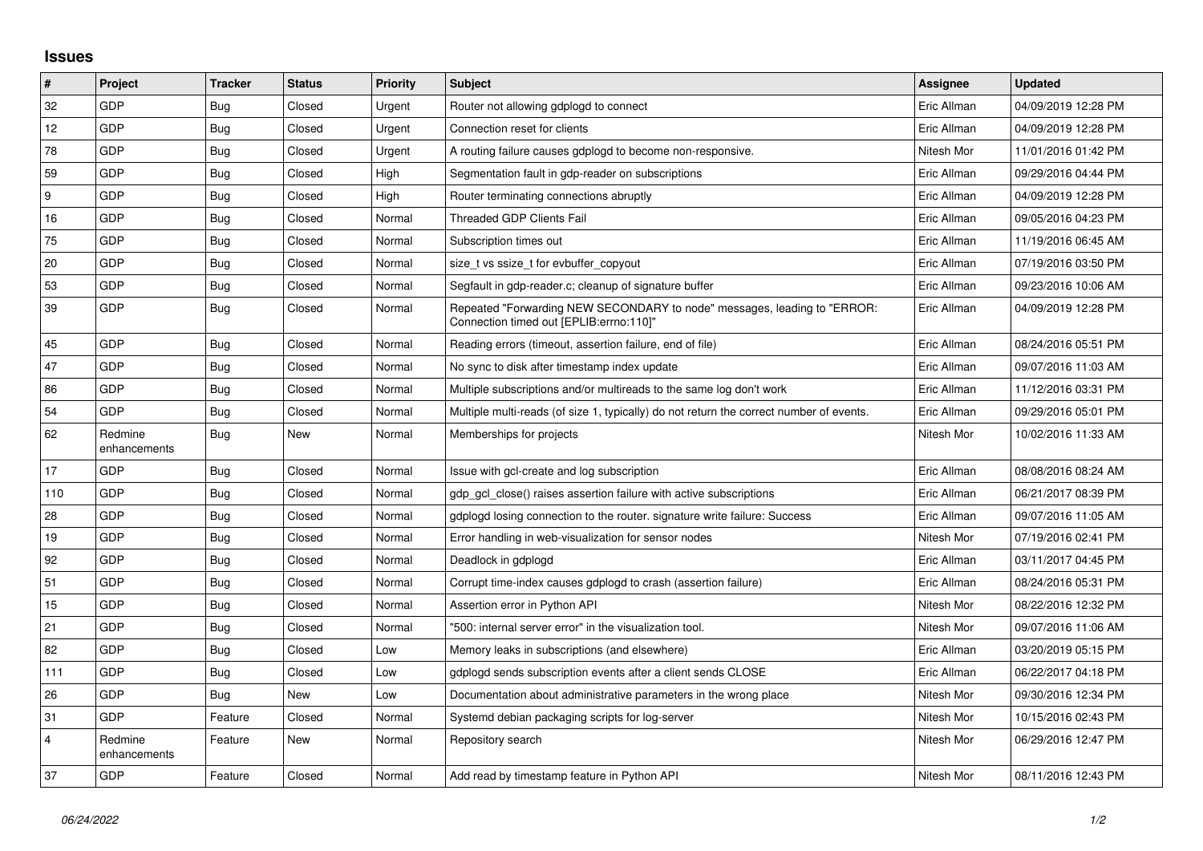## Issues

| # | Project | Tracker | Status | Priority | Subject | Assignee | Updated |
|---|---|---|---|---|---|---|---|
| 32 | GDP | Bug | Closed | Urgent | Router not allowing gdplogd to connect | Eric Allman | 04/09/2019 12:28 PM |
| 12 | GDP | Bug | Closed | Urgent | Connection reset for clients | Eric Allman | 04/09/2019 12:28 PM |
| 78 | GDP | Bug | Closed | Urgent | A routing failure causes gdplogd to become non-responsive. | Nitesh Mor | 11/01/2016 01:42 PM |
| 59 | GDP | Bug | Closed | High | Segmentation fault in gdp-reader on subscriptions | Eric Allman | 09/29/2016 04:44 PM |
| 9 | GDP | Bug | Closed | High | Router terminating connections abruptly | Eric Allman | 04/09/2019 12:28 PM |
| 16 | GDP | Bug | Closed | Normal | Threaded GDP Clients Fail | Eric Allman | 09/05/2016 04:23 PM |
| 75 | GDP | Bug | Closed | Normal | Subscription times out | Eric Allman | 11/19/2016 06:45 AM |
| 20 | GDP | Bug | Closed | Normal | size_t vs ssize_t for evbuffer_copyout | Eric Allman | 07/19/2016 03:50 PM |
| 53 | GDP | Bug | Closed | Normal | Segfault in gdp-reader.c; cleanup of signature buffer | Eric Allman | 09/23/2016 10:06 AM |
| 39 | GDP | Bug | Closed | Normal | Repeated "Forwarding NEW SECONDARY to node" messages, leading to "ERROR: Connection timed out [EPLIB:errno:110]" | Eric Allman | 04/09/2019 12:28 PM |
| 45 | GDP | Bug | Closed | Normal | Reading errors (timeout, assertion failure, end of file) | Eric Allman | 08/24/2016 05:51 PM |
| 47 | GDP | Bug | Closed | Normal | No sync to disk after timestamp index update | Eric Allman | 09/07/2016 11:03 AM |
| 86 | GDP | Bug | Closed | Normal | Multiple subscriptions and/or multireads to the same log don't work | Eric Allman | 11/12/2016 03:31 PM |
| 54 | GDP | Bug | Closed | Normal | Multiple multi-reads (of size 1, typically) do not return the correct number of events. | Eric Allman | 09/29/2016 05:01 PM |
| 62 | Redmine enhancements | Bug | New | Normal | Memberships for projects | Nitesh Mor | 10/02/2016 11:33 AM |
| 17 | GDP | Bug | Closed | Normal | Issue with gcl-create and log subscription | Eric Allman | 08/08/2016 08:24 AM |
| 110 | GDP | Bug | Closed | Normal | gdp_gcl_close() raises assertion failure with active subscriptions | Eric Allman | 06/21/2017 08:39 PM |
| 28 | GDP | Bug | Closed | Normal | gdplogd losing connection to the router. signature write failure: Success | Eric Allman | 09/07/2016 11:05 AM |
| 19 | GDP | Bug | Closed | Normal | Error handling in web-visualization for sensor nodes | Nitesh Mor | 07/19/2016 02:41 PM |
| 92 | GDP | Bug | Closed | Normal | Deadlock in gdplogd | Eric Allman | 03/11/2017 04:45 PM |
| 51 | GDP | Bug | Closed | Normal | Corrupt time-index causes gdplogd to crash (assertion failure) | Eric Allman | 08/24/2016 05:31 PM |
| 15 | GDP | Bug | Closed | Normal | Assertion error in Python API | Nitesh Mor | 08/22/2016 12:32 PM |
| 21 | GDP | Bug | Closed | Normal | "500: internal server error" in the visualization tool. | Nitesh Mor | 09/07/2016 11:06 AM |
| 82 | GDP | Bug | Closed | Low | Memory leaks in subscriptions (and elsewhere) | Eric Allman | 03/20/2019 05:15 PM |
| 111 | GDP | Bug | Closed | Low | gdplogd sends subscription events after a client sends CLOSE | Eric Allman | 06/22/2017 04:18 PM |
| 26 | GDP | Bug | New | Low | Documentation about administrative parameters in the wrong place | Nitesh Mor | 09/30/2016 12:34 PM |
| 31 | GDP | Feature | Closed | Normal | Systemd debian packaging scripts for log-server | Nitesh Mor | 10/15/2016 02:43 PM |
| 4 | Redmine enhancements | Feature | New | Normal | Repository search | Nitesh Mor | 06/29/2016 12:47 PM |
| 37 | GDP | Feature | Closed | Normal | Add read by timestamp feature in Python API | Nitesh Mor | 08/11/2016 12:43 PM |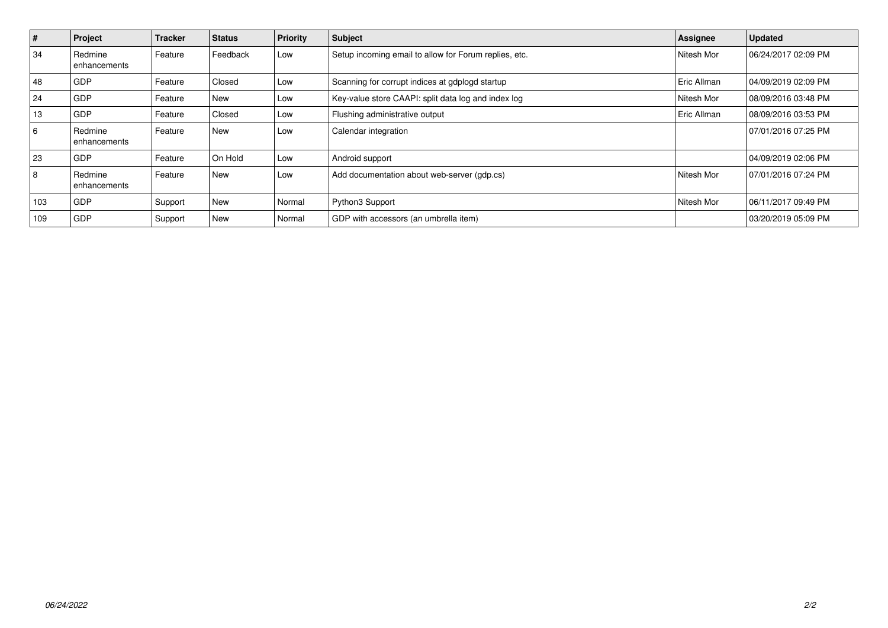| # | Project | Tracker | Status | Priority | Subject | Assignee | Updated |
|---|---|---|---|---|---|---|---|
| 34 | Redmine enhancements | Feature | Feedback | Low | Setup incoming email to allow for Forum replies, etc. | Nitesh Mor | 06/24/2017 02:09 PM |
| 48 | GDP | Feature | Closed | Low | Scanning for corrupt indices at gdplogd startup | Eric Allman | 04/09/2019 02:09 PM |
| 24 | GDP | Feature | New | Low | Key-value store CAAPI: split data log and index log | Nitesh Mor | 08/09/2016 03:48 PM |
| 13 | GDP | Feature | Closed | Low | Flushing administrative output | Eric Allman | 08/09/2016 03:53 PM |
| 6 | Redmine enhancements | Feature | New | Low | Calendar integration | | 07/01/2016 07:25 PM |
| 23 | GDP | Feature | On Hold | Low | Android support | | 04/09/2019 02:06 PM |
| 8 | Redmine enhancements | Feature | New | Low | Add documentation about web-server (gdp.cs) | Nitesh Mor | 07/01/2016 07:24 PM |
| 103 | GDP | Support | New | Normal | Python3 Support | Nitesh Mor | 06/11/2017 09:49 PM |
| 109 | GDP | Support | New | Normal | GDP with accessors (an umbrella item) | | 03/20/2019 05:09 PM |